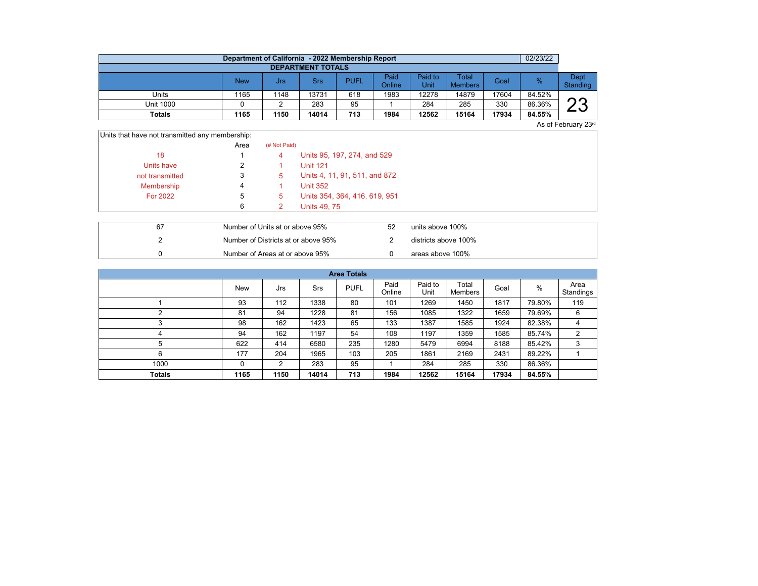# Department of California - 2022 Membership Report

02/23/22

## DEPARTMENT TOTALS

| | New | Jrs | Srs | PUFL | Paid Online | Paid to Unit | Total Members | Goal | % | Dept Standing |
|---|---|---|---|---|---|---|---|---|---|---|
| Units | 1165 | 1148 | 13731 | 618 | 1983 | 12278 | 14879 | 17604 | 84.52% | 23 |
| Unit 1000 | 0 | 2 | 283 | 95 | 1 | 284 | 285 | 330 | 86.36% | |
| **Totals** | **1165** | **1150** | **14014** | **713** | **1984** | **12562** | **15164** | **17934** | **84.55%** | |

As of February 23rd

Units that have not transmitted any membership:

| | Area | (# Not Paid) | |
|---|---|---|---|
| 18 | 1 | 4 | Units 95, 197, 274, and 529 |
| Units have | 2 | 1 | Unit 121 |
| not transmitted | 3 | 5 | Units 4, 11, 91, 511, and 872 |
| Membership | 4 | 1 | Unit 352 |
| For 2022 | 5 | 5 | Units 354, 364, 416, 619, 951 |
| | 6 | 2 | Units 49, 75 |

| | | | |
|---|---|---|---|
| 67 | Number of Units at or above 95% | 52 | units above 100% |
| 2 | Number of Districts at or above 95% | 2 | districts above 100% |
| 0 | Number of Areas at or above 95% | 0 | areas above 100% |

## Area Totals

| | New | Jrs | Srs | PUFL | Paid Online | Paid to Unit | Total Members | Goal | % | Area Standings |
|---|---|---|---|---|---|---|---|---|---|---|
| 1 | 93 | 112 | 1338 | 80 | 101 | 1269 | 1450 | 1817 | 79.80% | 119 |
| 2 | 81 | 94 | 1228 | 81 | 156 | 1085 | 1322 | 1659 | 79.69% | 6 |
| 3 | 98 | 162 | 1423 | 65 | 133 | 1387 | 1585 | 1924 | 82.38% | 4 |
| 4 | 94 | 162 | 1197 | 54 | 108 | 1197 | 1359 | 1585 | 85.74% | 2 |
| 5 | 622 | 414 | 6580 | 235 | 1280 | 5479 | 6994 | 8188 | 85.42% | 3 |
| 6 | 177 | 204 | 1965 | 103 | 205 | 1861 | 2169 | 2431 | 89.22% | 1 |
| 1000 | 0 | 2 | 283 | 95 | 1 | 284 | 285 | 330 | 86.36% | |
| **Totals** | **1165** | **1150** | **14014** | **713** | **1984** | **12562** | **15164** | **17934** | **84.55%** | |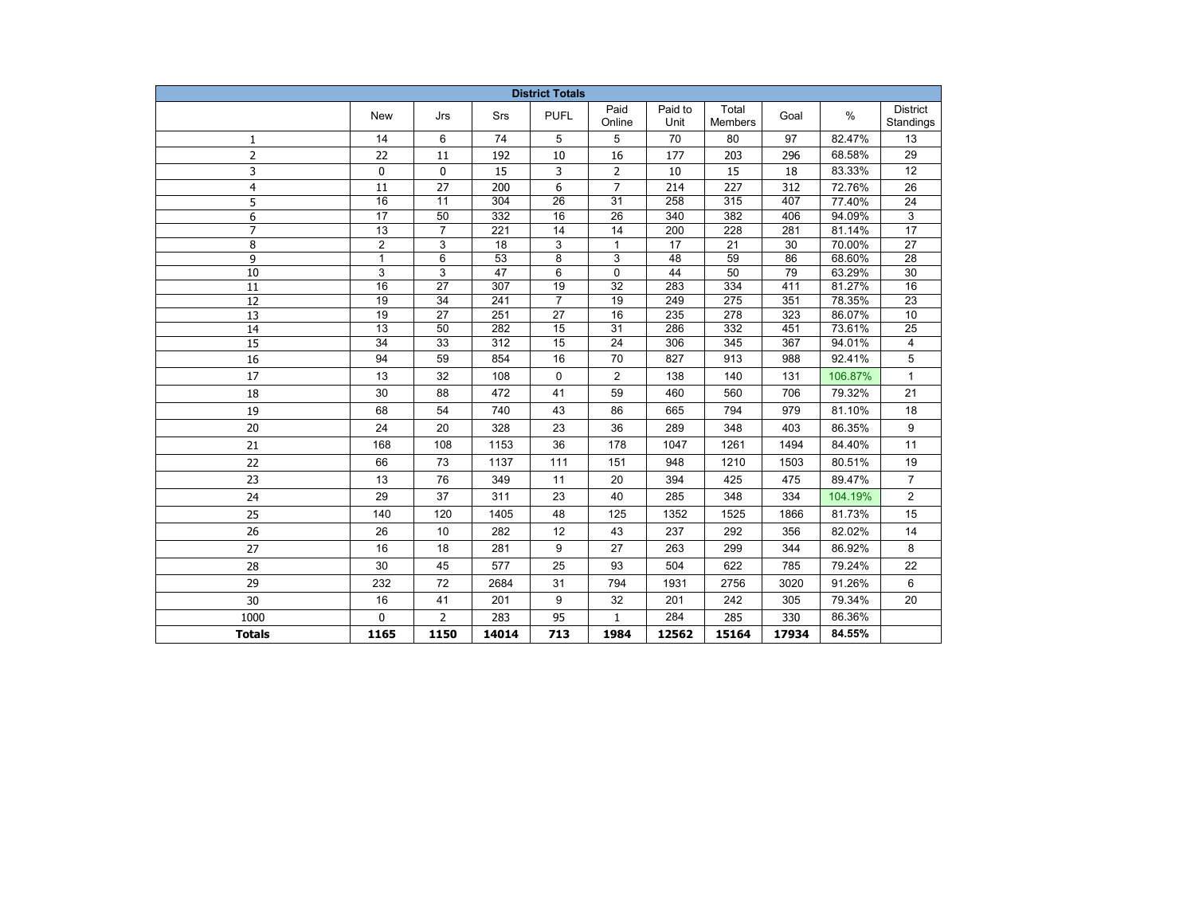| District Totals | | | | | | | | | | |
|---|---|---|---|---|---|---|---|---|---|---|
| | New | Jrs | Srs | PUFL | Paid Online | Paid to Unit | Total Members | Goal | % | District Standings |
| 1 | 14 | 6 | 74 | 5 | 5 | 70 | 80 | 97 | 82.47% | 13 |
| 2 | 22 | 11 | 192 | 10 | 16 | 177 | 203 | 296 | 68.58% | 29 |
| 3 | 0 | 0 | 15 | 3 | 2 | 10 | 15 | 18 | 83.33% | 12 |
| 4 | 11 | 27 | 200 | 6 | 7 | 214 | 227 | 312 | 72.76% | 26 |
| 5 | 16 | 11 | 304 | 26 | 31 | 258 | 315 | 407 | 77.40% | 24 |
| 6 | 17 | 50 | 332 | 16 | 26 | 340 | 382 | 406 | 94.09% | 3 |
| 7 | 13 | 7 | 221 | 14 | 14 | 200 | 228 | 281 | 81.14% | 17 |
| 8 | 2 | 3 | 18 | 3 | 1 | 17 | 21 | 30 | 70.00% | 27 |
| 9 | 1 | 6 | 53 | 8 | 3 | 48 | 59 | 86 | 68.60% | 28 |
| 10 | 3 | 3 | 47 | 6 | 0 | 44 | 50 | 79 | 63.29% | 30 |
| 11 | 16 | 27 | 307 | 19 | 32 | 283 | 334 | 411 | 81.27% | 16 |
| 12 | 19 | 34 | 241 | 7 | 19 | 249 | 275 | 351 | 78.35% | 23 |
| 13 | 19 | 27 | 251 | 27 | 16 | 235 | 278 | 323 | 86.07% | 10 |
| 14 | 13 | 50 | 282 | 15 | 31 | 286 | 332 | 451 | 73.61% | 25 |
| 15 | 34 | 33 | 312 | 15 | 24 | 306 | 345 | 367 | 94.01% | 4 |
| 16 | 94 | 59 | 854 | 16 | 70 | 827 | 913 | 988 | 92.41% | 5 |
| 17 | 13 | 32 | 108 | 0 | 2 | 138 | 140 | 131 | 106.87% | 1 |
| 18 | 30 | 88 | 472 | 41 | 59 | 460 | 560 | 706 | 79.32% | 21 |
| 19 | 68 | 54 | 740 | 43 | 86 | 665 | 794 | 979 | 81.10% | 18 |
| 20 | 24 | 20 | 328 | 23 | 36 | 289 | 348 | 403 | 86.35% | 9 |
| 21 | 168 | 108 | 1153 | 36 | 178 | 1047 | 1261 | 1494 | 84.40% | 11 |
| 22 | 66 | 73 | 1137 | 111 | 151 | 948 | 1210 | 1503 | 80.51% | 19 |
| 23 | 13 | 76 | 349 | 11 | 20 | 394 | 425 | 475 | 89.47% | 7 |
| 24 | 29 | 37 | 311 | 23 | 40 | 285 | 348 | 334 | 104.19% | 2 |
| 25 | 140 | 120 | 1405 | 48 | 125 | 1352 | 1525 | 1866 | 81.73% | 15 |
| 26 | 26 | 10 | 282 | 12 | 43 | 237 | 292 | 356 | 82.02% | 14 |
| 27 | 16 | 18 | 281 | 9 | 27 | 263 | 299 | 344 | 86.92% | 8 |
| 28 | 30 | 45 | 577 | 25 | 93 | 504 | 622 | 785 | 79.24% | 22 |
| 29 | 232 | 72 | 2684 | 31 | 794 | 1931 | 2756 | 3020 | 91.26% | 6 |
| 30 | 16 | 41 | 201 | 9 | 32 | 201 | 242 | 305 | 79.34% | 20 |
| 1000 | 0 | 2 | 283 | 95 | 1 | 284 | 285 | 330 | 86.36% | |
| **Totals** | **1165** | **1150** | **14014** | **713** | **1984** | **12562** | **15164** | **17934** | **84.55%** | |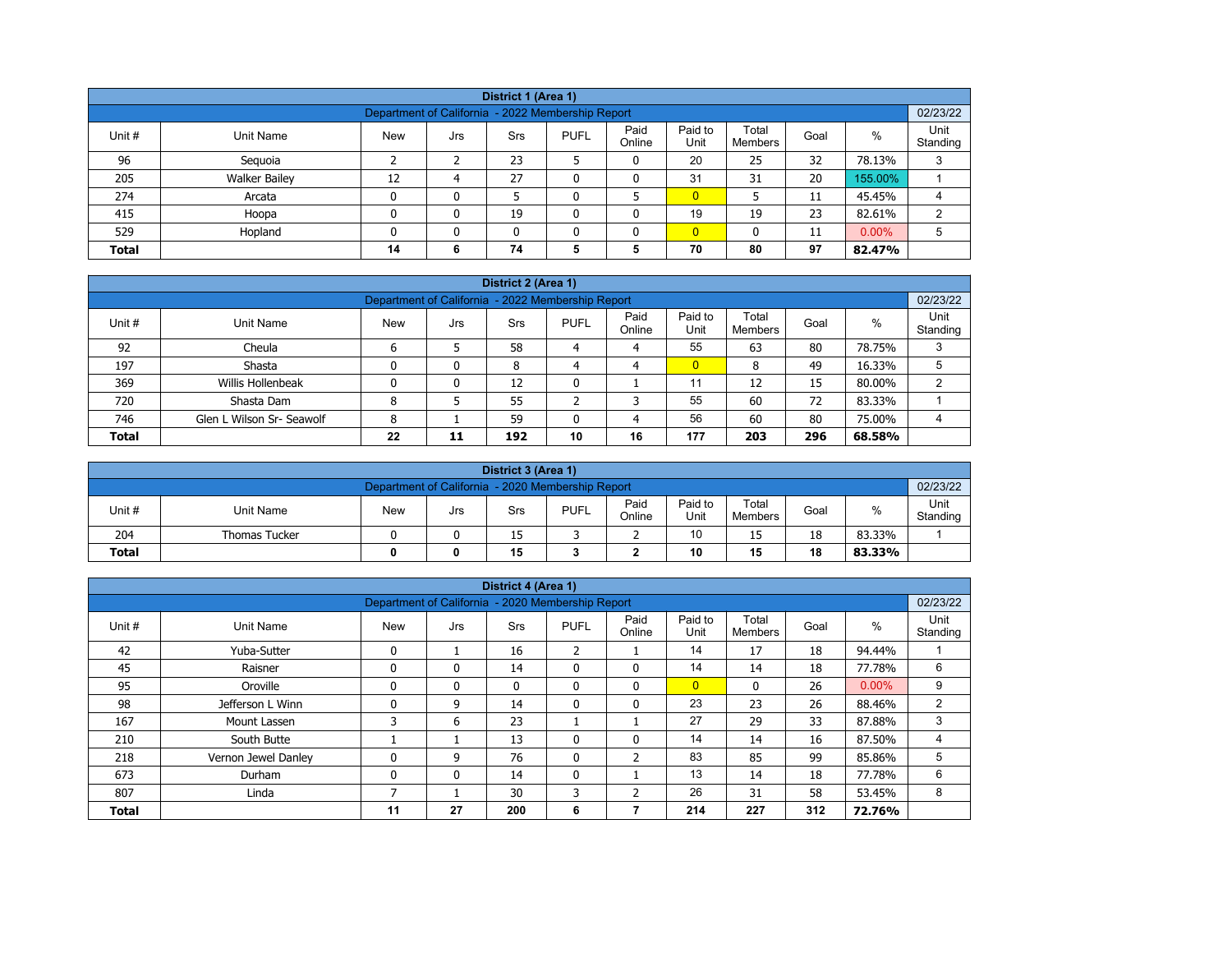| District 1 (Area 1) | | | | | | | | | | | |
|---|---|---|---|---|---|---|---|---|---|---|---|
| Department of California - 2022 Membership Report | | | | | | | | | | | 02/23/22 |
| Unit # | Unit Name | New | Jrs | Srs | PUFL | Paid Online | Paid to Unit | Total Members | Goal | % | Unit Standing |
| 96 | Sequoia | 2 | 2 | 23 | 5 | 0 | 20 | 25 | 32 | 78.13% | 3 |
| 205 | Walker Bailey | 12 | 4 | 27 | 0 | 0 | 31 | 31 | 20 | 155.00% | 1 |
| 274 | Arcata | 0 | 0 | 5 | 0 | 5 | 0 | 5 | 11 | 45.45% | 4 |
| 415 | Hoopa | 0 | 0 | 19 | 0 | 0 | 19 | 19 | 23 | 82.61% | 2 |
| 529 | Hopland | 0 | 0 | 0 | 0 | 0 | 0 | 0 | 11 | 0.00% | 5 |
| **Total** | | **14** | **6** | **74** | **5** | **5** | **70** | **80** | **97** | **82.47%** | |

| District 2 (Area 1) | | | | | | | | | | | |
|---|---|---|---|---|---|---|---|---|---|---|---|
| Department of California - 2022 Membership Report | | | | | | | | | | | 02/23/22 |
| Unit # | Unit Name | New | Jrs | Srs | PUFL | Paid Online | Paid to Unit | Total Members | Goal | % | Unit Standing |
| 92 | Cheula | 6 | 5 | 58 | 4 | 4 | 55 | 63 | 80 | 78.75% | 3 |
| 197 | Shasta | 0 | 0 | 8 | 4 | 4 | 0 | 8 | 49 | 16.33% | 5 |
| 369 | Willis Hollenbeak | 0 | 0 | 12 | 0 | 1 | 11 | 12 | 15 | 80.00% | 2 |
| 720 | Shasta Dam | 8 | 5 | 55 | 2 | 3 | 55 | 60 | 72 | 83.33% | 1 |
| 746 | Glen L Wilson Sr- Seawolf | 8 | 1 | 59 | 0 | 4 | 56 | 60 | 80 | 75.00% | 4 |
| **Total** | | **22** | **11** | **192** | **10** | **16** | **177** | **203** | **296** | **68.58%** | |

| District 3 (Area 1) | | | | | | | | | | | |
|---|---|---|---|---|---|---|---|---|---|---|---|
| Department of California - 2020 Membership Report | | | | | | | | | | | 02/23/22 |
| Unit # | Unit Name | New | Jrs | Srs | PUFL | Paid Online | Paid to Unit | Total Members | Goal | % | Unit Standing |
| 204 | Thomas Tucker | 0 | 0 | 15 | 3 | 2 | 10 | 15 | 18 | 83.33% | 1 |
| **Total** | | **0** | **0** | **15** | **3** | **2** | **10** | **15** | **18** | **83.33%** | |

| District 4 (Area 1) | | | | | | | | | | | |
|---|---|---|---|---|---|---|---|---|---|---|---|
| Department of California - 2020 Membership Report | | | | | | | | | | | 02/23/22 |
| Unit # | Unit Name | New | Jrs | Srs | PUFL | Paid Online | Paid to Unit | Total Members | Goal | % | Unit Standing |
| 42 | Yuba-Sutter | 0 | 1 | 16 | 2 | 1 | 14 | 17 | 18 | 94.44% | 1 |
| 45 | Raisner | 0 | 0 | 14 | 0 | 0 | 14 | 14 | 18 | 77.78% | 6 |
| 95 | Oroville | 0 | 0 | 0 | 0 | 0 | 0 | 0 | 26 | 0.00% | 9 |
| 98 | Jefferson L Winn | 0 | 9 | 14 | 0 | 0 | 23 | 23 | 26 | 88.46% | 2 |
| 167 | Mount Lassen | 3 | 6 | 23 | 1 | 1 | 27 | 29 | 33 | 87.88% | 3 |
| 210 | South Butte | 1 | 1 | 13 | 0 | 0 | 14 | 14 | 16 | 87.50% | 4 |
| 218 | Vernon Jewel Danley | 0 | 9 | 76 | 0 | 2 | 83 | 85 | 99 | 85.86% | 5 |
| 673 | Durham | 0 | 0 | 14 | 0 | 1 | 13 | 14 | 18 | 77.78% | 6 |
| 807 | Linda | 7 | 1 | 30 | 3 | 2 | 26 | 31 | 58 | 53.45% | 8 |
| **Total** | | **11** | **27** | **200** | **6** | **7** | **214** | **227** | **312** | **72.76%** | |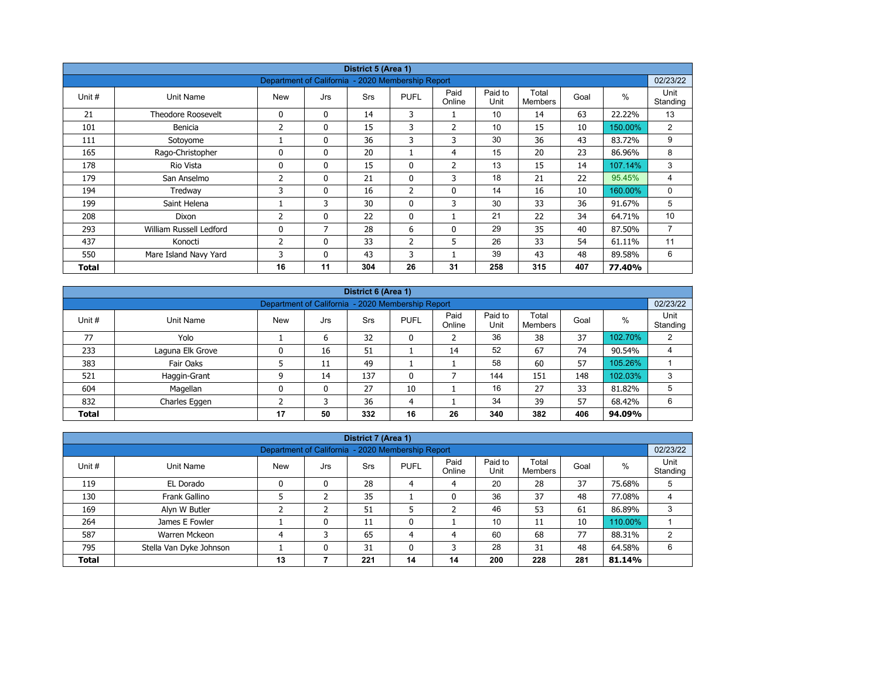| District 5 (Area 1) | | | | | | | | | | | |
|---|---|---|---|---|---|---|---|---|---|---|---|
| Department of California - 2020 Membership Report | | | | | | | | | | | 02/23/22 |
| Unit # | Unit Name | New | Jrs | Srs | PUFL | Paid Online | Paid to Unit | Total Members | Goal | % | Unit Standing |
| 21 | Theodore Roosevelt | 0 | 0 | 14 | 3 | 1 | 10 | 14 | 63 | 22.22% | 13 |
| 101 | Benicia | 2 | 0 | 15 | 3 | 2 | 10 | 15 | 10 | 150.00% | 2 |
| 111 | Sotoyome | 1 | 0 | 36 | 3 | 3 | 30 | 36 | 43 | 83.72% | 9 |
| 165 | Rago-Christopher | 0 | 0 | 20 | 1 | 4 | 15 | 20 | 23 | 86.96% | 8 |
| 178 | Rio Vista | 0 | 0 | 15 | 0 | 2 | 13 | 15 | 14 | 107.14% | 3 |
| 179 | San Anselmo | 2 | 0 | 21 | 0 | 3 | 18 | 21 | 22 | 95.45% | 4 |
| 194 | Tredway | 3 | 0 | 16 | 2 | 0 | 14 | 16 | 10 | 160.00% | 0 |
| 199 | Saint Helena | 1 | 3 | 30 | 0 | 3 | 30 | 33 | 36 | 91.67% | 5 |
| 208 | Dixon | 2 | 0 | 22 | 0 | 1 | 21 | 22 | 34 | 64.71% | 10 |
| 293 | William Russell Ledford | 0 | 7 | 28 | 6 | 0 | 29 | 35 | 40 | 87.50% | 7 |
| 437 | Konocti | 2 | 0 | 33 | 2 | 5 | 26 | 33 | 54 | 61.11% | 11 |
| 550 | Mare Island Navy Yard | 3 | 0 | 43 | 3 | 1 | 39 | 43 | 48 | 89.58% | 6 |
| **Total** | | **16** | **11** | **304** | **26** | **31** | **258** | **315** | **407** | **77.40%** | |

| District 6 (Area 1) | | | | | | | | | | | |
|---|---|---|---|---|---|---|---|---|---|---|---|
| Department of California - 2020 Membership Report | | | | | | | | | | | 02/23/22 |
| Unit # | Unit Name | New | Jrs | Srs | PUFL | Paid Online | Paid to Unit | Total Members | Goal | % | Unit Standing |
| 77 | Yolo | 1 | 6 | 32 | 0 | 2 | 36 | 38 | 37 | 102.70% | 2 |
| 233 | Laguna Elk Grove | 0 | 16 | 51 | 1 | 14 | 52 | 67 | 74 | 90.54% | 4 |
| 383 | Fair Oaks | 5 | 11 | 49 | 1 | 1 | 58 | 60 | 57 | 105.26% | 1 |
| 521 | Haggin-Grant | 9 | 14 | 137 | 0 | 7 | 144 | 151 | 148 | 102.03% | 3 |
| 604 | Magellan | 0 | 0 | 27 | 10 | 1 | 16 | 27 | 33 | 81.82% | 5 |
| 832 | Charles Eggen | 2 | 3 | 36 | 4 | 1 | 34 | 39 | 57 | 68.42% | 6 |
| **Total** | | **17** | **50** | **332** | **16** | **26** | **340** | **382** | **406** | **94.09%** | |

| District 7 (Area 1) | | | | | | | | | | | |
|---|---|---|---|---|---|---|---|---|---|---|---|
| Department of California - 2020 Membership Report | | | | | | | | | | | 02/23/22 |
| Unit # | Unit Name | New | Jrs | Srs | PUFL | Paid Online | Paid to Unit | Total Members | Goal | % | Unit Standing |
| 119 | EL Dorado | 0 | 0 | 28 | 4 | 4 | 20 | 28 | 37 | 75.68% | 5 |
| 130 | Frank Gallino | 5 | 2 | 35 | 1 | 0 | 36 | 37 | 48 | 77.08% | 4 |
| 169 | Alyn W Butler | 2 | 2 | 51 | 5 | 2 | 46 | 53 | 61 | 86.89% | 3 |
| 264 | James E Fowler | 1 | 0 | 11 | 0 | 1 | 10 | 11 | 10 | 110.00% | 1 |
| 587 | Warren Mckeon | 4 | 3 | 65 | 4 | 4 | 60 | 68 | 77 | 88.31% | 2 |
| 795 | Stella Van Dyke Johnson | 1 | 0 | 31 | 0 | 3 | 28 | 31 | 48 | 64.58% | 6 |
| **Total** | | **13** | **7** | **221** | **14** | **14** | **200** | **228** | **281** | **81.14%** | |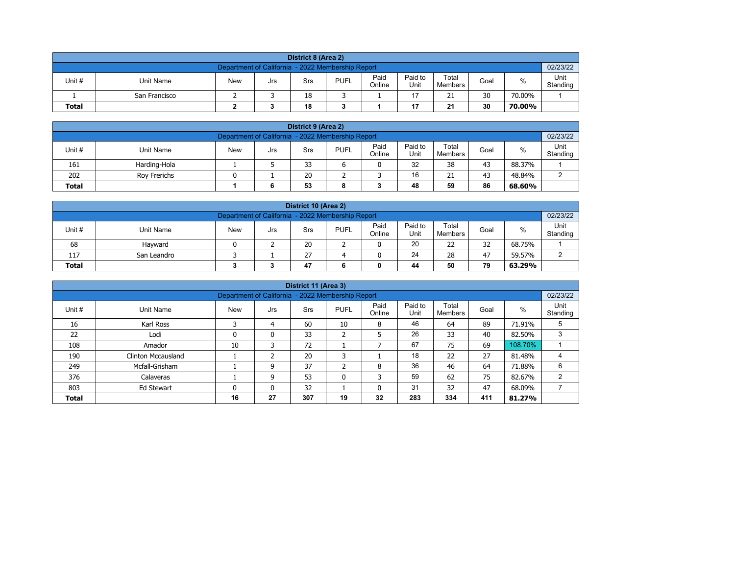| District 8 (Area 2) | | | | | | | | | | | |
|---|---|---|---|---|---|---|---|---|---|---|---|
| Department of California - 2022 Membership Report | | | | | | | | | | | 02/23/22 |
| Unit # | Unit Name | New | Jrs | Srs | PUFL | Paid Online | Paid to Unit | Total Members | Goal | % | Unit Standing |
| 1 | San Francisco | 2 | 3 | 18 | 3 | 1 | 17 | 21 | 30 | 70.00% | 1 |
| **Total** | | **2** | **3** | **18** | **3** | **1** | **17** | **21** | **30** | **70.00%** | |

| District 9 (Area 2) | | | | | | | | | | | |
|---|---|---|---|---|---|---|---|---|---|---|---|
| Department of California - 2022 Membership Report | | | | | | | | | | | 02/23/22 |
| Unit # | Unit Name | New | Jrs | Srs | PUFL | Paid Online | Paid to Unit | Total Members | Goal | % | Unit Standing |
| 161 | Harding-Hola | 1 | 5 | 33 | 6 | 0 | 32 | 38 | 43 | 88.37% | 1 |
| 202 | Roy Frerichs | 0 | 1 | 20 | 2 | 3 | 16 | 21 | 43 | 48.84% | 2 |
| **Total** | | **1** | **6** | **53** | **8** | **3** | **48** | **59** | **86** | **68.60%** | |

| District 10 (Area 2) | | | | | | | | | | | |
|---|---|---|---|---|---|---|---|---|---|---|---|
| Department of California - 2022 Membership Report | | | | | | | | | | | 02/23/22 |
| Unit # | Unit Name | New | Jrs | Srs | PUFL | Paid Online | Paid to Unit | Total Members | Goal | % | Unit Standing |
| 68 | Hayward | 0 | 2 | 20 | 2 | 0 | 20 | 22 | 32 | 68.75% | 1 |
| 117 | San Leandro | 3 | 1 | 27 | 4 | 0 | 24 | 28 | 47 | 59.57% | 2 |
| **Total** | | **3** | **3** | **47** | **6** | **0** | **44** | **50** | **79** | **63.29%** | |

| District 11 (Area 3) | | | | | | | | | | | |
|---|---|---|---|---|---|---|---|---|---|---|---|
| Department of California - 2022 Membership Report | | | | | | | | | | | 02/23/22 |
| Unit # | Unit Name | New | Jrs | Srs | PUFL | Paid Online | Paid to Unit | Total Members | Goal | % | Unit Standing |
| 16 | Karl Ross | 3 | 4 | 60 | 10 | 8 | 46 | 64 | 89 | 71.91% | 5 |
| 22 | Lodi | 0 | 0 | 33 | 2 | 5 | 26 | 33 | 40 | 82.50% | 3 |
| 108 | Amador | 10 | 3 | 72 | 1 | 7 | 67 | 75 | 69 | 108.70% | 1 |
| 190 | Clinton Mccausland | 1 | 2 | 20 | 3 | 1 | 18 | 22 | 27 | 81.48% | 4 |
| 249 | Mcfall-Grisham | 1 | 9 | 37 | 2 | 8 | 36 | 46 | 64 | 71.88% | 6 |
| 376 | Calaveras | 1 | 9 | 53 | 0 | 3 | 59 | 62 | 75 | 82.67% | 2 |
| 803 | Ed Stewart | 0 | 0 | 32 | 1 | 0 | 31 | 32 | 47 | 68.09% | 7 |
| **Total** | | **16** | **27** | **307** | **19** | **32** | **283** | **334** | **411** | **81.27%** | |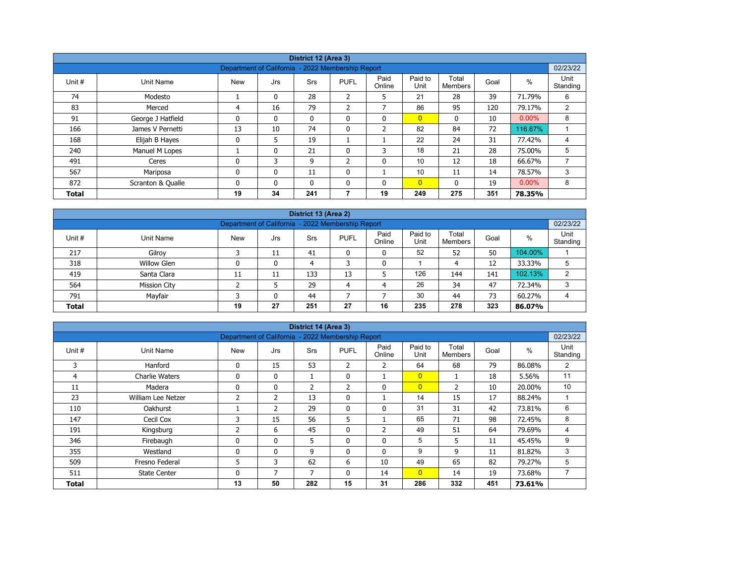| District 12 (Area 3) | | | | | | | | | | | |
|---|---|---|---|---|---|---|---|---|---|---|---|
| Department of California - 2022 Membership Report | | | | | | | | | | | 02/23/22 |
| Unit # | Unit Name | New | Jrs | Srs | PUFL | Paid Online | Paid to Unit | Total Members | Goal | % | Unit Standing |
| 74 | Modesto | 1 | 0 | 28 | 2 | 5 | 21 | 28 | 39 | 71.79% | 6 |
| 83 | Merced | 4 | 16 | 79 | 2 | 7 | 86 | 95 | 120 | 79.17% | 2 |
| 91 | George J Hatfield | 0 | 0 | 0 | 0 | 0 | 0 | 0 | 10 | 0.00% | 8 |
| 166 | James V Pernetti | 13 | 10 | 74 | 0 | 2 | 82 | 84 | 72 | 116.67% | 1 |
| 168 | Elijah B Hayes | 0 | 5 | 19 | 1 | 1 | 22 | 24 | 31 | 77.42% | 4 |
| 240 | Manuel M Lopes | 1 | 0 | 21 | 0 | 3 | 18 | 21 | 28 | 75.00% | 5 |
| 491 | Ceres | 0 | 3 | 9 | 2 | 0 | 10 | 12 | 18 | 66.67% | 7 |
| 567 | Mariposa | 0 | 0 | 11 | 0 | 1 | 10 | 11 | 14 | 78.57% | 3 |
| 872 | Scranton & Qualle | 0 | 0 | 0 | 0 | 0 | 0 | 0 | 19 | 0.00% | 8 |
| **Total** | | **19** | **34** | **241** | **7** | **19** | **249** | **275** | **351** | **78.35%** | |

| District 13 (Area 2) | | | | | | | | | | | |
|---|---|---|---|---|---|---|---|---|---|---|---|
| Department of California - 2022 Membership Report | | | | | | | | | | | 02/23/22 |
| Unit # | Unit Name | New | Jrs | Srs | PUFL | Paid Online | Paid to Unit | Total Members | Goal | % | Unit Standing |
| 217 | Gilroy | 3 | 11 | 41 | 0 | 0 | 52 | 52 | 50 | 104.00% | 1 |
| 318 | Willow Glen | 0 | 0 | 4 | 3 | 0 | 1 | 4 | 12 | 33.33% | 5 |
| 419 | Santa Clara | 11 | 11 | 133 | 13 | 5 | 126 | 144 | 141 | 102.13% | 2 |
| 564 | Mission City | 2 | 5 | 29 | 4 | 4 | 26 | 34 | 47 | 72.34% | 3 |
| 791 | Mayfair | 3 | 0 | 44 | 7 | 7 | 30 | 44 | 73 | 60.27% | 4 |
| **Total** | | **19** | **27** | **251** | **27** | **16** | **235** | **278** | **323** | **86.07%** | |

| District 14 (Area 3) | | | | | | | | | | | |
|---|---|---|---|---|---|---|---|---|---|---|---|
| Department of California - 2022 Membership Report | | | | | | | | | | | 02/23/22 |
| Unit # | Unit Name | New | Jrs | Srs | PUFL | Paid Online | Paid to Unit | Total Members | Goal | % | Unit Standing |
| 3 | Hanford | 0 | 15 | 53 | 2 | 2 | 64 | 68 | 79 | 86.08% | 2 |
| 4 | Charlie Waters | 0 | 0 | 1 | 0 | 1 | 0 | 1 | 18 | 5.56% | 11 |
| 11 | Madera | 0 | 0 | 2 | 2 | 0 | 0 | 2 | 10 | 20.00% | 10 |
| 23 | William Lee Netzer | 2 | 2 | 13 | 0 | 1 | 14 | 15 | 17 | 88.24% | 1 |
| 110 | Oakhurst | 1 | 2 | 29 | 0 | 0 | 31 | 31 | 42 | 73.81% | 6 |
| 147 | Cecil Cox | 3 | 15 | 56 | 5 | 1 | 65 | 71 | 98 | 72.45% | 8 |
| 191 | Kingsburg | 2 | 6 | 45 | 0 | 2 | 49 | 51 | 64 | 79.69% | 4 |
| 346 | Firebaugh | 0 | 0 | 5 | 0 | 0 | 5 | 5 | 11 | 45.45% | 9 |
| 355 | Westland | 0 | 0 | 9 | 0 | 0 | 9 | 9 | 11 | 81.82% | 3 |
| 509 | Fresno Federal | 5 | 3 | 62 | 6 | 10 | 49 | 65 | 82 | 79.27% | 5 |
| 511 | State Center | 0 | 7 | 7 | 0 | 14 | 0 | 14 | 19 | 73.68% | 7 |
| **Total** | | **13** | **50** | **282** | **15** | **31** | **286** | **332** | **451** | **73.61%** | |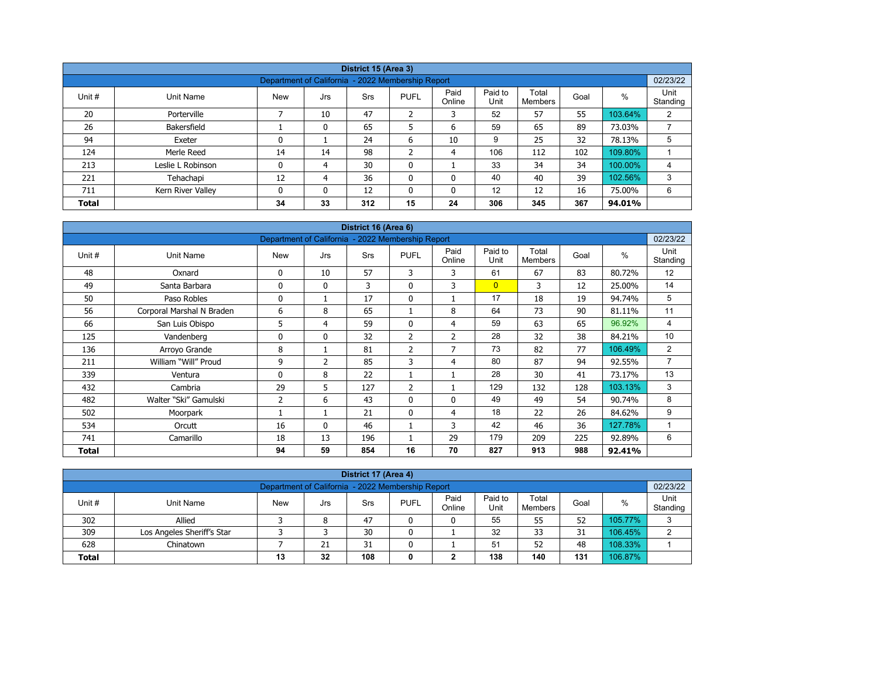| District 15 (Area 3) | | | | | | | | | | |
|---|---|---|---|---|---|---|---|---|---|---|
| Department of California - 2022 Membership Report | | | | | | | | | | 02/23/22 |
| Unit # | Unit Name | New | Jrs | Srs | PUFL | Paid Online | Paid to Unit | Total Members | Goal | % | Unit Standing |
| 20 | Porterville | 7 | 10 | 47 | 2 | 3 | 52 | 57 | 55 | 103.64% | 2 |
| 26 | Bakersfield | 1 | 0 | 65 | 5 | 6 | 59 | 65 | 89 | 73.03% | 7 |
| 94 | Exeter | 0 | 1 | 24 | 6 | 10 | 9 | 25 | 32 | 78.13% | 5 |
| 124 | Merle Reed | 14 | 14 | 98 | 2 | 4 | 106 | 112 | 102 | 109.80% | 1 |
| 213 | Leslie L Robinson | 0 | 4 | 30 | 0 | 1 | 33 | 34 | 34 | 100.00% | 4 |
| 221 | Tehachapi | 12 | 4 | 36 | 0 | 0 | 40 | 40 | 39 | 102.56% | 3 |
| 711 | Kern River Valley | 0 | 0 | 12 | 0 | 0 | 12 | 12 | 16 | 75.00% | 6 |
| **Total** | | **34** | **33** | **312** | **15** | **24** | **306** | **345** | **367** | **94.01%** | |

| District 16 (Area 6) | | | | | | | | | | | |
|---|---|---|---|---|---|---|---|---|---|---|---|
| Department of California - 2022 Membership Report | | | | | | | | | | | 02/23/22 |
| Unit # | Unit Name | New | Jrs | Srs | PUFL | Paid Online | Paid to Unit | Total Members | Goal | % | Unit Standing |
| 48 | Oxnard | 0 | 10 | 57 | 3 | 3 | 61 | 67 | 83 | 80.72% | 12 |
| 49 | Santa Barbara | 0 | 0 | 3 | 0 | 3 | 0 | 3 | 12 | 25.00% | 14 |
| 50 | Paso Robles | 0 | 1 | 17 | 0 | 1 | 17 | 18 | 19 | 94.74% | 5 |
| 56 | Corporal Marshal N Braden | 6 | 8 | 65 | 1 | 8 | 64 | 73 | 90 | 81.11% | 11 |
| 66 | San Luis Obispo | 5 | 4 | 59 | 0 | 4 | 59 | 63 | 65 | 96.92% | 4 |
| 125 | Vandenberg | 0 | 0 | 32 | 2 | 2 | 28 | 32 | 38 | 84.21% | 10 |
| 136 | Arroyo Grande | 8 | 1 | 81 | 2 | 7 | 73 | 82 | 77 | 106.49% | 2 |
| 211 | William “Will” Proud | 9 | 2 | 85 | 3 | 4 | 80 | 87 | 94 | 92.55% | 7 |
| 339 | Ventura | 0 | 8 | 22 | 1 | 1 | 28 | 30 | 41 | 73.17% | 13 |
| 432 | Cambria | 29 | 5 | 127 | 2 | 1 | 129 | 132 | 128 | 103.13% | 3 |
| 482 | Walter “Ski” Gamulski | 2 | 6 | 43 | 0 | 0 | 49 | 49 | 54 | 90.74% | 8 |
| 502 | Moorpark | 1 | 1 | 21 | 0 | 4 | 18 | 22 | 26 | 84.62% | 9 |
| 534 | Orcutt | 16 | 0 | 46 | 1 | 3 | 42 | 46 | 36 | 127.78% | 1 |
| 741 | Camarillo | 18 | 13 | 196 | 1 | 29 | 179 | 209 | 225 | 92.89% | 6 |
| **Total** | | **94** | **59** | **854** | **16** | **70** | **827** | **913** | **988** | **92.41%** | |

| District 17 (Area 4) | | | | | | | | | | | |
|---|---|---|---|---|---|---|---|---|---|---|---|
| Department of California - 2022 Membership Report | | | | | | | | | | | 02/23/22 |
| Unit # | Unit Name | New | Jrs | Srs | PUFL | Paid Online | Paid to Unit | Total Members | Goal | % | Unit Standing |
| 302 | Allied | 3 | 8 | 47 | 0 | 0 | 55 | 55 | 52 | 105.77% | 3 |
| 309 | Los Angeles Sheriff's Star | 3 | 3 | 30 | 0 | 1 | 32 | 33 | 31 | 106.45% | 2 |
| 628 | Chinatown | 7 | 21 | 31 | 0 | 1 | 51 | 52 | 48 | 108.33% | 1 |
| **Total** | | **13** | **32** | **108** | **0** | **2** | **138** | **140** | **131** | 106.87% | |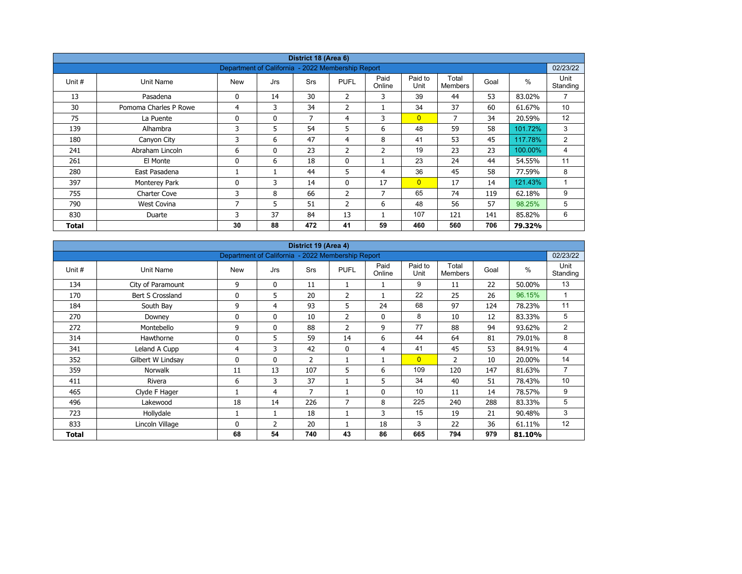## District 18 (Area 6)

Department of California - 2022 Membership Report — 02/23/22

| Unit # | Unit Name | New | Jrs | Srs | PUFL | Paid Online | Paid to Unit | Total Members | Goal | % | Unit Standing |
|---|---|---|---|---|---|---|---|---|---|---|---|
| 13 | Pasadena | 0 | 14 | 30 | 2 | 3 | 39 | 44 | 53 | 83.02% | 7 |
| 30 | Pomona Charles P Rowe | 4 | 3 | 34 | 2 | 1 | 34 | 37 | 60 | 61.67% | 10 |
| 75 | La Puente | 0 | 0 | 7 | 4 | 3 | 0 | 7 | 34 | 20.59% | 12 |
| 139 | Alhambra | 3 | 5 | 54 | 5 | 6 | 48 | 59 | 58 | 101.72% | 3 |
| 180 | Canyon City | 3 | 6 | 47 | 4 | 8 | 41 | 53 | 45 | 117.78% | 2 |
| 241 | Abraham Lincoln | 6 | 0 | 23 | 2 | 2 | 19 | 23 | 23 | 100.00% | 4 |
| 261 | El Monte | 0 | 6 | 18 | 0 | 1 | 23 | 24 | 44 | 54.55% | 11 |
| 280 | East Pasadena | 1 | 1 | 44 | 5 | 4 | 36 | 45 | 58 | 77.59% | 8 |
| 397 | Monterey Park | 0 | 3 | 14 | 0 | 17 | 0 | 17 | 14 | 121.43% | 1 |
| 755 | Charter Cove | 3 | 8 | 66 | 2 | 7 | 65 | 74 | 119 | 62.18% | 9 |
| 790 | West Covina | 7 | 5 | 51 | 2 | 6 | 48 | 56 | 57 | 98.25% | 5 |
| 830 | Duarte | 3 | 37 | 84 | 13 | 1 | 107 | 121 | 141 | 85.82% | 6 |
| **Total** | | **30** | **88** | **472** | **41** | **59** | **460** | **560** | **706** | **79.32%** | |

## District 19 (Area 4)

Department of California - 2022 Membership Report — 02/23/22

| Unit # | Unit Name | New | Jrs | Srs | PUFL | Paid Online | Paid to Unit | Total Members | Goal | % | Unit Standing |
|---|---|---|---|---|---|---|---|---|---|---|---|
| 134 | City of Paramount | 9 | 0 | 11 | 1 | 1 | 9 | 11 | 22 | 50.00% | 13 |
| 170 | Bert S Crossland | 0 | 5 | 20 | 2 | 1 | 22 | 25 | 26 | 96.15% | 1 |
| 184 | South Bay | 9 | 4 | 93 | 5 | 24 | 68 | 97 | 124 | 78.23% | 11 |
| 270 | Downey | 0 | 0 | 10 | 2 | 0 | 8 | 10 | 12 | 83.33% | 5 |
| 272 | Montebello | 9 | 0 | 88 | 2 | 9 | 77 | 88 | 94 | 93.62% | 2 |
| 314 | Hawthorne | 0 | 5 | 59 | 14 | 6 | 44 | 64 | 81 | 79.01% | 8 |
| 341 | Leland A Cupp | 4 | 3 | 42 | 0 | 4 | 41 | 45 | 53 | 84.91% | 4 |
| 352 | Gilbert W Lindsay | 0 | 0 | 2 | 1 | 1 | 0 | 2 | 10 | 20.00% | 14 |
| 359 | Norwalk | 11 | 13 | 107 | 5 | 6 | 109 | 120 | 147 | 81.63% | 7 |
| 411 | Rivera | 6 | 3 | 37 | 1 | 5 | 34 | 40 | 51 | 78.43% | 10 |
| 465 | Clyde F Hager | 1 | 4 | 7 | 1 | 0 | 10 | 11 | 14 | 78.57% | 9 |
| 496 | Lakewood | 18 | 14 | 226 | 7 | 8 | 225 | 240 | 288 | 83.33% | 5 |
| 723 | Hollydale | 1 | 1 | 18 | 1 | 3 | 15 | 19 | 21 | 90.48% | 3 |
| 833 | Lincoln Village | 0 | 2 | 20 | 1 | 18 | 3 | 22 | 36 | 61.11% | 12 |
| **Total** | | **68** | **54** | **740** | **43** | **86** | **665** | **794** | **979** | **81.10%** | |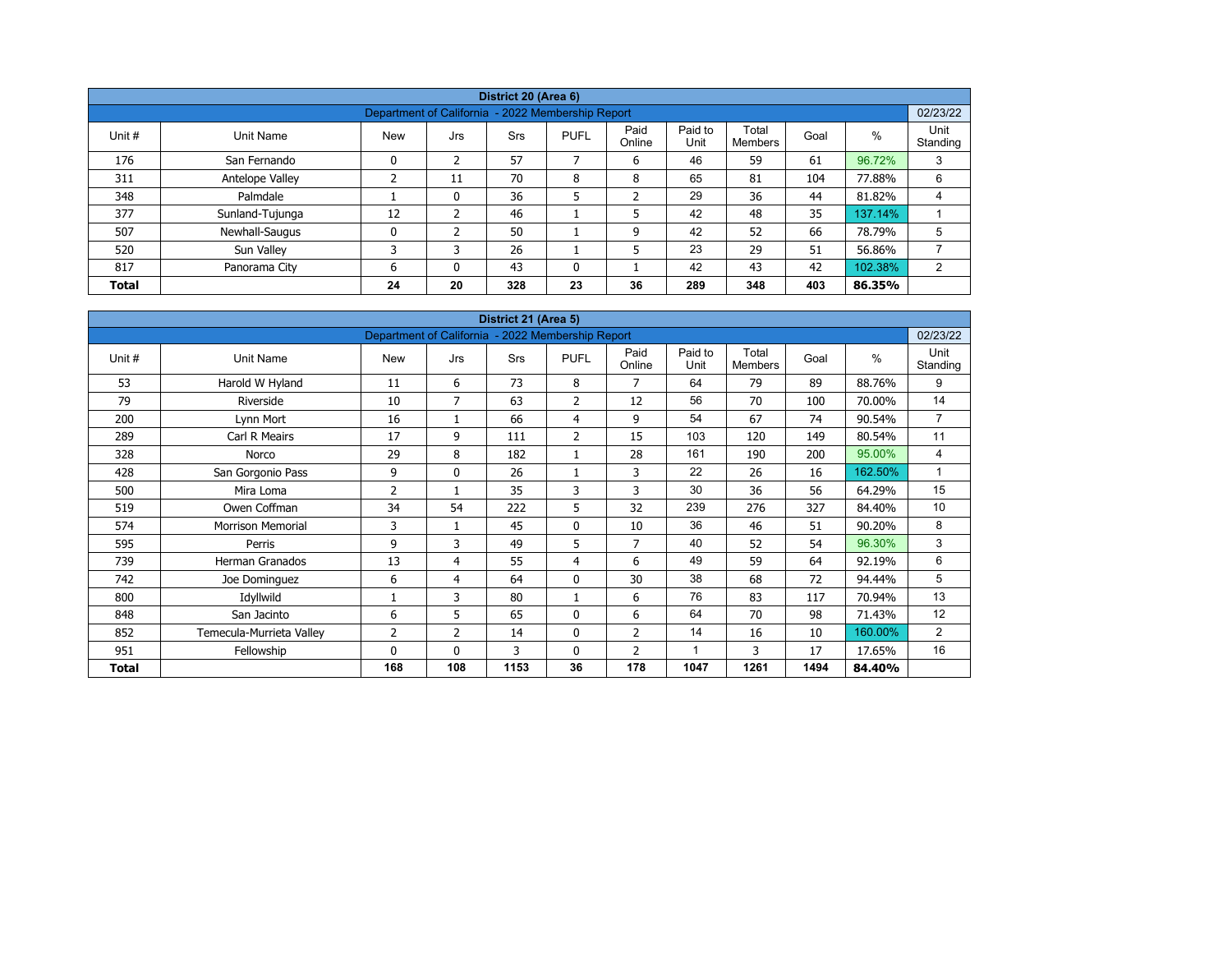| District 20 (Area 6) | | | | | | | | | | |
|---|---|---|---|---|---|---|---|---|---|---|
| Department of California - 2022 Membership Report | | | | | | | | | | 02/23/22 |
| Unit # | Unit Name | New | Jrs | Srs | PUFL | Paid Online | Paid to Unit | Total Members | Goal | % | Unit Standing |
| 176 | San Fernando | 0 | 2 | 57 | 7 | 6 | 46 | 59 | 61 | 96.72% | 3 |
| 311 | Antelope Valley | 2 | 11 | 70 | 8 | 8 | 65 | 81 | 104 | 77.88% | 6 |
| 348 | Palmdale | 1 | 0 | 36 | 5 | 2 | 29 | 36 | 44 | 81.82% | 4 |
| 377 | Sunland-Tujunga | 12 | 2 | 46 | 1 | 5 | 42 | 48 | 35 | 137.14% | 1 |
| 507 | Newhall-Saugus | 0 | 2 | 50 | 1 | 9 | 42 | 52 | 66 | 78.79% | 5 |
| 520 | Sun Valley | 3 | 3 | 26 | 1 | 5 | 23 | 29 | 51 | 56.86% | 7 |
| 817 | Panorama City | 6 | 0 | 43 | 0 | 1 | 42 | 43 | 42 | 102.38% | 2 |
| **Total** | | **24** | **20** | **328** | **23** | **36** | **289** | **348** | **403** | **86.35%** | |

| District 21 (Area 5) | | | | | | | | | | | |
|---|---|---|---|---|---|---|---|---|---|---|---|
| Department of California - 2022 Membership Report | | | | | | | | | | | 02/23/22 |
| Unit # | Unit Name | New | Jrs | Srs | PUFL | Paid Online | Paid to Unit | Total Members | Goal | % | Unit Standing |
| 53 | Harold W Hyland | 11 | 6 | 73 | 8 | 7 | 64 | 79 | 89 | 88.76% | 9 |
| 79 | Riverside | 10 | 7 | 63 | 2 | 12 | 56 | 70 | 100 | 70.00% | 14 |
| 200 | Lynn Mort | 16 | 1 | 66 | 4 | 9 | 54 | 67 | 74 | 90.54% | 7 |
| 289 | Carl R Meairs | 17 | 9 | 111 | 2 | 15 | 103 | 120 | 149 | 80.54% | 11 |
| 328 | Norco | 29 | 8 | 182 | 1 | 28 | 161 | 190 | 200 | 95.00% | 4 |
| 428 | San Gorgonio Pass | 9 | 0 | 26 | 1 | 3 | 22 | 26 | 16 | 162.50% | 1 |
| 500 | Mira Loma | 2 | 1 | 35 | 3 | 3 | 30 | 36 | 56 | 64.29% | 15 |
| 519 | Owen Coffman | 34 | 54 | 222 | 5 | 32 | 239 | 276 | 327 | 84.40% | 10 |
| 574 | Morrison Memorial | 3 | 1 | 45 | 0 | 10 | 36 | 46 | 51 | 90.20% | 8 |
| 595 | Perris | 9 | 3 | 49 | 5 | 7 | 40 | 52 | 54 | 96.30% | 3 |
| 739 | Herman Granados | 13 | 4 | 55 | 4 | 6 | 49 | 59 | 64 | 92.19% | 6 |
| 742 | Joe Dominguez | 6 | 4 | 64 | 0 | 30 | 38 | 68 | 72 | 94.44% | 5 |
| 800 | Idyllwild | 1 | 3 | 80 | 1 | 6 | 76 | 83 | 117 | 70.94% | 13 |
| 848 | San Jacinto | 6 | 5 | 65 | 0 | 6 | 64 | 70 | 98 | 71.43% | 12 |
| 852 | Temecula-Murrieta Valley | 2 | 2 | 14 | 0 | 2 | 14 | 16 | 10 | 160.00% | 2 |
| 951 | Fellowship | 0 | 0 | 3 | 0 | 2 | 1 | 3 | 17 | 17.65% | 16 |
| **Total** | | **168** | **108** | **1153** | **36** | **178** | **1047** | **1261** | **1494** | **84.40%** | |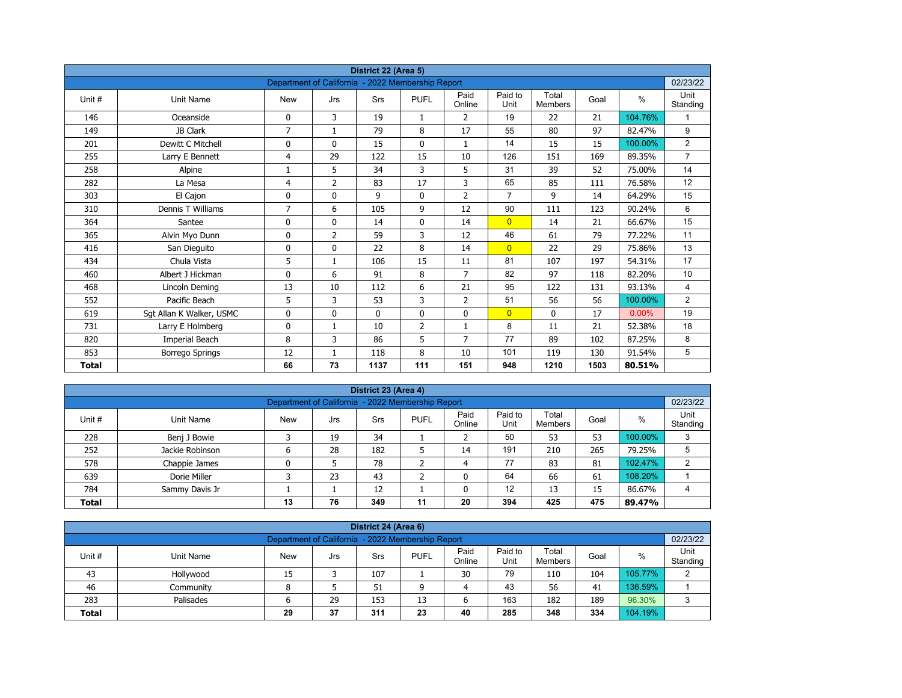## District 22 (Area 5)

| Department of California - 2022 Membership Report | | | | | | | | | | 02/23/22 |
|---|---|---|---|---|---|---|---|---|---|---|
| Unit # | Unit Name | New | Jrs | Srs | PUFL | Paid Online | Paid to Unit | Total Members | Goal | % | Unit Standing |
| 146 | Oceanside | 0 | 3 | 19 | 1 | 2 | 19 | 22 | 21 | 104.76% | 1 |
| 149 | JB Clark | 7 | 1 | 79 | 8 | 17 | 55 | 80 | 97 | 82.47% | 9 |
| 201 | Dewitt C Mitchell | 0 | 0 | 15 | 0 | 1 | 14 | 15 | 15 | 100.00% | 2 |
| 255 | Larry E Bennett | 4 | 29 | 122 | 15 | 10 | 126 | 151 | 169 | 89.35% | 7 |
| 258 | Alpine | 1 | 5 | 34 | 3 | 5 | 31 | 39 | 52 | 75.00% | 14 |
| 282 | La Mesa | 4 | 2 | 83 | 17 | 3 | 65 | 85 | 111 | 76.58% | 12 |
| 303 | El Cajon | 0 | 0 | 9 | 0 | 2 | 7 | 9 | 14 | 64.29% | 15 |
| 310 | Dennis T Williams | 7 | 6 | 105 | 9 | 12 | 90 | 111 | 123 | 90.24% | 6 |
| 364 | Santee | 0 | 0 | 14 | 0 | 14 | 0 | 14 | 21 | 66.67% | 15 |
| 365 | Alvin Myo Dunn | 0 | 2 | 59 | 3 | 12 | 46 | 61 | 79 | 77.22% | 11 |
| 416 | San Dieguito | 0 | 0 | 22 | 8 | 14 | 0 | 22 | 29 | 75.86% | 13 |
| 434 | Chula Vista | 5 | 1 | 106 | 15 | 11 | 81 | 107 | 197 | 54.31% | 17 |
| 460 | Albert J Hickman | 0 | 6 | 91 | 8 | 7 | 82 | 97 | 118 | 82.20% | 10 |
| 468 | Lincoln Deming | 13 | 10 | 112 | 6 | 21 | 95 | 122 | 131 | 93.13% | 4 |
| 552 | Pacific Beach | 5 | 3 | 53 | 3 | 2 | 51 | 56 | 56 | 100.00% | 2 |
| 619 | Sgt Allan K Walker, USMC | 0 | 0 | 0 | 0 | 0 | 0 | 0 | 17 | 0.00% | 19 |
| 731 | Larry E Holmberg | 0 | 1 | 10 | 2 | 1 | 8 | 11 | 21 | 52.38% | 18 |
| 820 | Imperial Beach | 8 | 3 | 86 | 5 | 7 | 77 | 89 | 102 | 87.25% | 8 |
| 853 | Borrego Springs | 12 | 1 | 118 | 8 | 10 | 101 | 119 | 130 | 91.54% | 5 |
| **Total** | | **66** | **73** | **1137** | **111** | **151** | **948** | **1210** | **1503** | **80.51%** | |

## District 23 (Area 4)

| Department of California - 2022 Membership Report | | | | | | | | | | 02/23/22 |
|---|---|---|---|---|---|---|---|---|---|---|
| Unit # | Unit Name | New | Jrs | Srs | PUFL | Paid Online | Paid to Unit | Total Members | Goal | % | Unit Standing |
| 228 | Benj J Bowie | 3 | 19 | 34 | 1 | 2 | 50 | 53 | 53 | 100.00% | 3 |
| 252 | Jackie Robinson | 6 | 28 | 182 | 5 | 14 | 191 | 210 | 265 | 79.25% | 5 |
| 578 | Chappie James | 0 | 5 | 78 | 2 | 4 | 77 | 83 | 81 | 102.47% | 2 |
| 639 | Dorie Miller | 3 | 23 | 43 | 2 | 0 | 64 | 66 | 61 | 108.20% | 1 |
| 784 | Sammy Davis Jr | 1 | 1 | 12 | 1 | 0 | 12 | 13 | 15 | 86.67% | 4 |
| **Total** | | **13** | **76** | **349** | **11** | **20** | **394** | **425** | **475** | **89.47%** | |

## District 24 (Area 6)

| Department of California - 2022 Membership Report | | | | | | | | | | 02/23/22 |
|---|---|---|---|---|---|---|---|---|---|---|
| Unit # | Unit Name | New | Jrs | Srs | PUFL | Paid Online | Paid to Unit | Total Members | Goal | % | Unit Standing |
| 43 | Hollywood | 15 | 3 | 107 | 1 | 30 | 79 | 110 | 104 | 105.77% | 2 |
| 46 | Community | 8 | 5 | 51 | 9 | 4 | 43 | 56 | 41 | 136.59% | 1 |
| 283 | Palisades | 6 | 29 | 153 | 13 | 6 | 163 | 182 | 189 | 96.30% | 3 |
| **Total** | | **29** | **37** | **311** | **23** | **40** | **285** | **348** | **334** | **104.19%** | |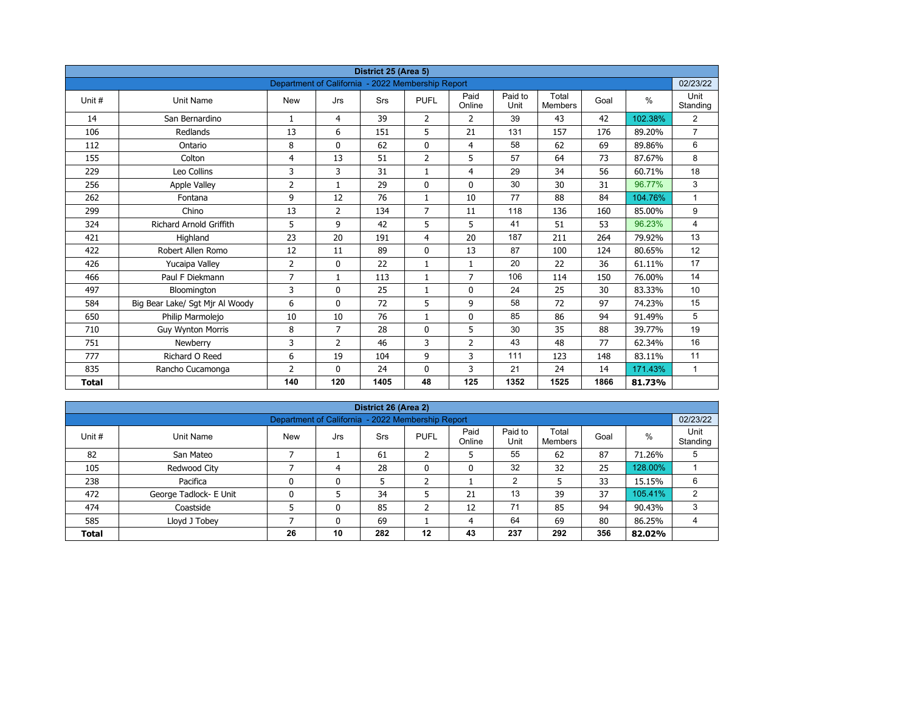| District 25 (Area 5) | | | | | | | | | | | |
|---|---|---|---|---|---|---|---|---|---|---|---|
| Department of California - 2022 Membership Report | | | | | | | | | | | 02/23/22 |
| Unit # | Unit Name | New | Jrs | Srs | PUFL | Paid Online | Paid to Unit | Total Members | Goal | % | Unit Standing |
| 14 | San Bernardino | 1 | 4 | 39 | 2 | 2 | 39 | 43 | 42 | 102.38% | 2 |
| 106 | Redlands | 13 | 6 | 151 | 5 | 21 | 131 | 157 | 176 | 89.20% | 7 |
| 112 | Ontario | 8 | 0 | 62 | 0 | 4 | 58 | 62 | 69 | 89.86% | 6 |
| 155 | Colton | 4 | 13 | 51 | 2 | 5 | 57 | 64 | 73 | 87.67% | 8 |
| 229 | Leo Collins | 3 | 3 | 31 | 1 | 4 | 29 | 34 | 56 | 60.71% | 18 |
| 256 | Apple Valley | 2 | 1 | 29 | 0 | 0 | 30 | 30 | 31 | 96.77% | 3 |
| 262 | Fontana | 9 | 12 | 76 | 1 | 10 | 77 | 88 | 84 | 104.76% | 1 |
| 299 | Chino | 13 | 2 | 134 | 7 | 11 | 118 | 136 | 160 | 85.00% | 9 |
| 324 | Richard Arnold Griffith | 5 | 9 | 42 | 5 | 5 | 41 | 51 | 53 | 96.23% | 4 |
| 421 | Highland | 23 | 20 | 191 | 4 | 20 | 187 | 211 | 264 | 79.92% | 13 |
| 422 | Robert Allen Romo | 12 | 11 | 89 | 0 | 13 | 87 | 100 | 124 | 80.65% | 12 |
| 426 | Yucaipa Valley | 2 | 0 | 22 | 1 | 1 | 20 | 22 | 36 | 61.11% | 17 |
| 466 | Paul F Diekmann | 7 | 1 | 113 | 1 | 7 | 106 | 114 | 150 | 76.00% | 14 |
| 497 | Bloomington | 3 | 0 | 25 | 1 | 0 | 24 | 25 | 30 | 83.33% | 10 |
| 584 | Big Bear Lake/ Sgt Mjr Al Woody | 6 | 0 | 72 | 5 | 9 | 58 | 72 | 97 | 74.23% | 15 |
| 650 | Philip Marmolejo | 10 | 10 | 76 | 1 | 0 | 85 | 86 | 94 | 91.49% | 5 |
| 710 | Guy Wynton Morris | 8 | 7 | 28 | 0 | 5 | 30 | 35 | 88 | 39.77% | 19 |
| 751 | Newberry | 3 | 2 | 46 | 3 | 2 | 43 | 48 | 77 | 62.34% | 16 |
| 777 | Richard O Reed | 6 | 19 | 104 | 9 | 3 | 111 | 123 | 148 | 83.11% | 11 |
| 835 | Rancho Cucamonga | 2 | 0 | 24 | 0 | 3 | 21 | 24 | 14 | 171.43% | 1 |
| **Total** | | **140** | **120** | **1405** | **48** | **125** | **1352** | **1525** | **1866** | **81.73%** | |

| District 26 (Area 2) | | | | | | | | | | | |
|---|---|---|---|---|---|---|---|---|---|---|---|
| Department of California - 2022 Membership Report | | | | | | | | | | | 02/23/22 |
| Unit # | Unit Name | New | Jrs | Srs | PUFL | Paid Online | Paid to Unit | Total Members | Goal | % | Unit Standing |
| 82 | San Mateo | 7 | 1 | 61 | 2 | 5 | 55 | 62 | 87 | 71.26% | 5 |
| 105 | Redwood City | 7 | 4 | 28 | 0 | 0 | 32 | 32 | 25 | 128.00% | 1 |
| 238 | Pacifica | 0 | 0 | 5 | 2 | 1 | 2 | 5 | 33 | 15.15% | 6 |
| 472 | George Tadlock- E Unit | 0 | 5 | 34 | 5 | 21 | 13 | 39 | 37 | 105.41% | 2 |
| 474 | Coastside | 5 | 0 | 85 | 2 | 12 | 71 | 85 | 94 | 90.43% | 3 |
| 585 | Lloyd J Tobey | 7 | 0 | 69 | 1 | 4 | 64 | 69 | 80 | 86.25% | 4 |
| **Total** | | **26** | **10** | **282** | **12** | **43** | **237** | **292** | **356** | **82.02%** | |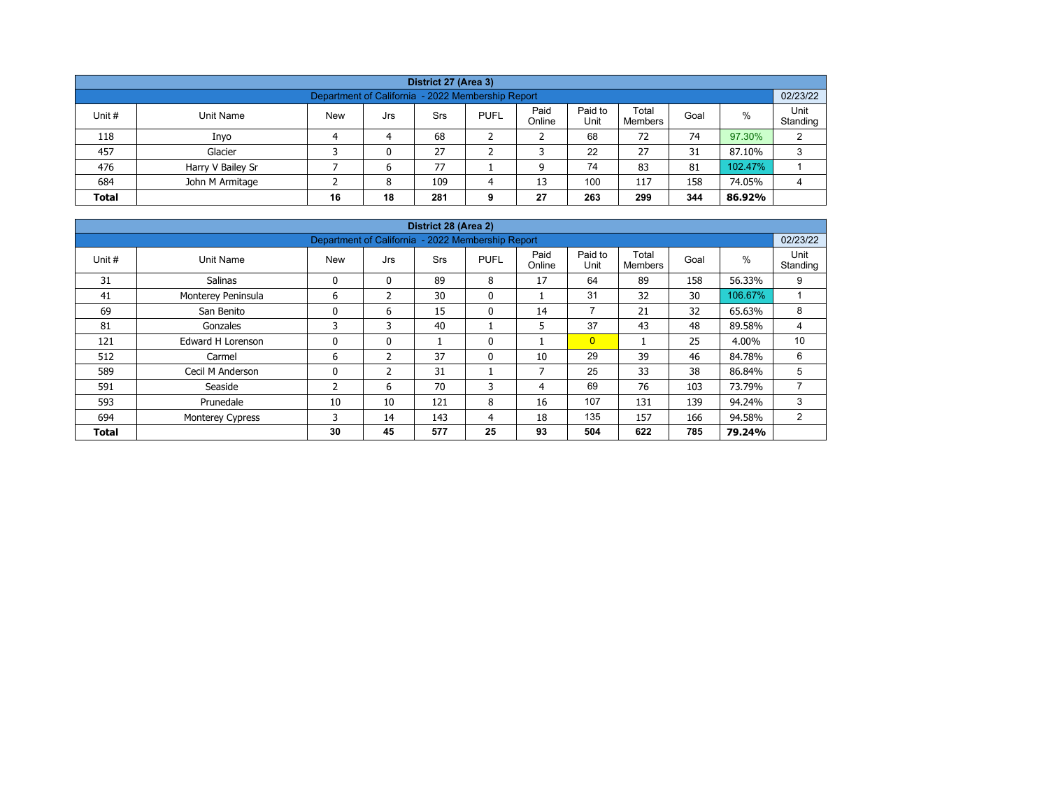## District 27 (Area 3)

| Department of California - 2022 Membership Report | | | | | | | | | | 02/23/22 |
|---|---|---|---|---|---|---|---|---|---|---|
| Unit # | Unit Name | New | Jrs | Srs | PUFL | Paid Online | Paid to Unit | Total Members | Goal | % | Unit Standing |
| 118 | Inyo | 4 | 4 | 68 | 2 | 2 | 68 | 72 | 74 | 97.30% | 2 |
| 457 | Glacier | 3 | 0 | 27 | 2 | 3 | 22 | 27 | 31 | 87.10% | 3 |
| 476 | Harry V Bailey Sr | 7 | 6 | 77 | 1 | 9 | 74 | 83 | 81 | 102.47% | 1 |
| 684 | John M Armitage | 2 | 8 | 109 | 4 | 13 | 100 | 117 | 158 | 74.05% | 4 |
| **Total** | | **16** | **18** | **281** | **9** | **27** | **263** | **299** | **344** | **86.92%** | |

## District 28 (Area 2)

| Department of California - 2022 Membership Report | | | | | | | | | | 02/23/22 |
|---|---|---|---|---|---|---|---|---|---|---|
| Unit # | Unit Name | New | Jrs | Srs | PUFL | Paid Online | Paid to Unit | Total Members | Goal | % | Unit Standing |
| 31 | Salinas | 0 | 0 | 89 | 8 | 17 | 64 | 89 | 158 | 56.33% | 9 |
| 41 | Monterey Peninsula | 6 | 2 | 30 | 0 | 1 | 31 | 32 | 30 | 106.67% | 1 |
| 69 | San Benito | 0 | 6 | 15 | 0 | 14 | 7 | 21 | 32 | 65.63% | 8 |
| 81 | Gonzales | 3 | 3 | 40 | 1 | 5 | 37 | 43 | 48 | 89.58% | 4 |
| 121 | Edward H Lorenson | 0 | 0 | 1 | 0 | 1 | 0 | 1 | 25 | 4.00% | 10 |
| 512 | Carmel | 6 | 2 | 37 | 0 | 10 | 29 | 39 | 46 | 84.78% | 6 |
| 589 | Cecil M Anderson | 0 | 2 | 31 | 1 | 7 | 25 | 33 | 38 | 86.84% | 5 |
| 591 | Seaside | 2 | 6 | 70 | 3 | 4 | 69 | 76 | 103 | 73.79% | 7 |
| 593 | Prunedale | 10 | 10 | 121 | 8 | 16 | 107 | 131 | 139 | 94.24% | 3 |
| 694 | Monterey Cypress | 3 | 14 | 143 | 4 | 18 | 135 | 157 | 166 | 94.58% | 2 |
| **Total** | | **30** | **45** | **577** | **25** | **93** | **504** | **622** | **785** | **79.24%** | |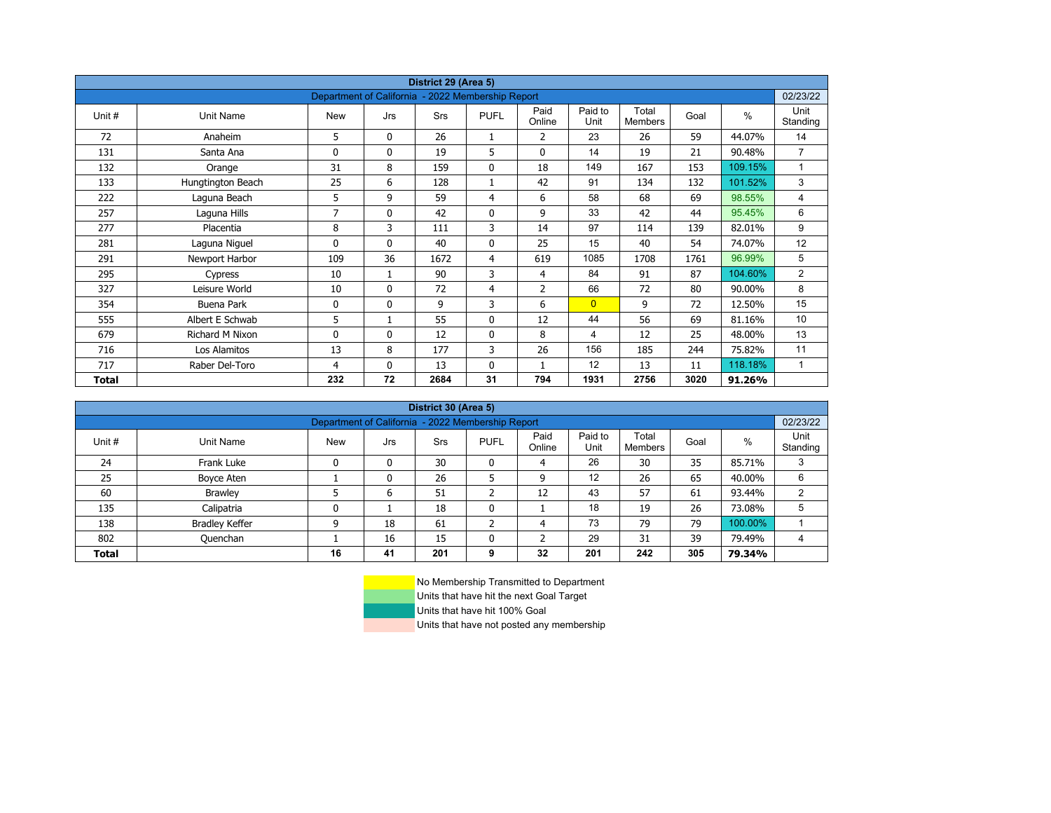| District 29 (Area 5) | | | | | | | | | | | |
|---|---|---|---|---|---|---|---|---|---|---|---|
| Department of California - 2022 Membership Report | | | | | | | | | | | 02/23/22 |
| Unit # | Unit Name | New | Jrs | Srs | PUFL | Paid Online | Paid to Unit | Total Members | Goal | % | Unit Standing |
| 72 | Anaheim | 5 | 0 | 26 | 1 | 2 | 23 | 26 | 59 | 44.07% | 14 |
| 131 | Santa Ana | 0 | 0 | 19 | 5 | 0 | 14 | 19 | 21 | 90.48% | 7 |
| 132 | Orange | 31 | 8 | 159 | 0 | 18 | 149 | 167 | 153 | 109.15% | 1 |
| 133 | Hungtington Beach | 25 | 6 | 128 | 1 | 42 | 91 | 134 | 132 | 101.52% | 3 |
| 222 | Laguna Beach | 5 | 9 | 59 | 4 | 6 | 58 | 68 | 69 | 98.55% | 4 |
| 257 | Laguna Hills | 7 | 0 | 42 | 0 | 9 | 33 | 42 | 44 | 95.45% | 6 |
| 277 | Placentia | 8 | 3 | 111 | 3 | 14 | 97 | 114 | 139 | 82.01% | 9 |
| 281 | Laguna Niguel | 0 | 0 | 40 | 0 | 25 | 15 | 40 | 54 | 74.07% | 12 |
| 291 | Newport Harbor | 109 | 36 | 1672 | 4 | 619 | 1085 | 1708 | 1761 | 96.99% | 5 |
| 295 | Cypress | 10 | 1 | 90 | 3 | 4 | 84 | 91 | 87 | 104.60% | 2 |
| 327 | Leisure World | 10 | 0 | 72 | 4 | 2 | 66 | 72 | 80 | 90.00% | 8 |
| 354 | Buena Park | 0 | 0 | 9 | 3 | 6 | 0 | 9 | 72 | 12.50% | 15 |
| 555 | Albert E Schwab | 5 | 1 | 55 | 0 | 12 | 44 | 56 | 69 | 81.16% | 10 |
| 679 | Richard M Nixon | 0 | 0 | 12 | 0 | 8 | 4 | 12 | 25 | 48.00% | 13 |
| 716 | Los Alamitos | 13 | 8 | 177 | 3 | 26 | 156 | 185 | 244 | 75.82% | 11 |
| 717 | Raber Del-Toro | 4 | 0 | 13 | 0 | 1 | 12 | 13 | 11 | 118.18% | 1 |
| **Total** | | **232** | **72** | **2684** | **31** | **794** | **1931** | **2756** | **3020** | **91.26%** | |

| District 30 (Area 5) | | | | | | | | | | | |
|---|---|---|---|---|---|---|---|---|---|---|---|
| Department of California - 2022 Membership Report | | | | | | | | | | | 02/23/22 |
| Unit # | Unit Name | New | Jrs | Srs | PUFL | Paid Online | Paid to Unit | Total Members | Goal | % | Unit Standing |
| 24 | Frank Luke | 0 | 0 | 30 | 0 | 4 | 26 | 30 | 35 | 85.71% | 3 |
| 25 | Boyce Aten | 1 | 0 | 26 | 5 | 9 | 12 | 26 | 65 | 40.00% | 6 |
| 60 | Brawley | 5 | 6 | 51 | 2 | 12 | 43 | 57 | 61 | 93.44% | 2 |
| 135 | Calipatria | 0 | 1 | 18 | 0 | 1 | 18 | 19 | 26 | 73.08% | 5 |
| 138 | Bradley Keffer | 9 | 18 | 61 | 2 | 4 | 73 | 79 | 79 | 100.00% | 1 |
| 802 | Quenchan | 1 | 16 | 15 | 0 | 2 | 29 | 31 | 39 | 79.49% | 4 |
| **Total** | | **16** | **41** | **201** | **9** | **32** | **201** | **242** | **305** | **79.34%** | |

No Membership Transmitted to Department

Units that have hit the next Goal Target

Units that have hit 100% Goal

Units that have not posted any membership